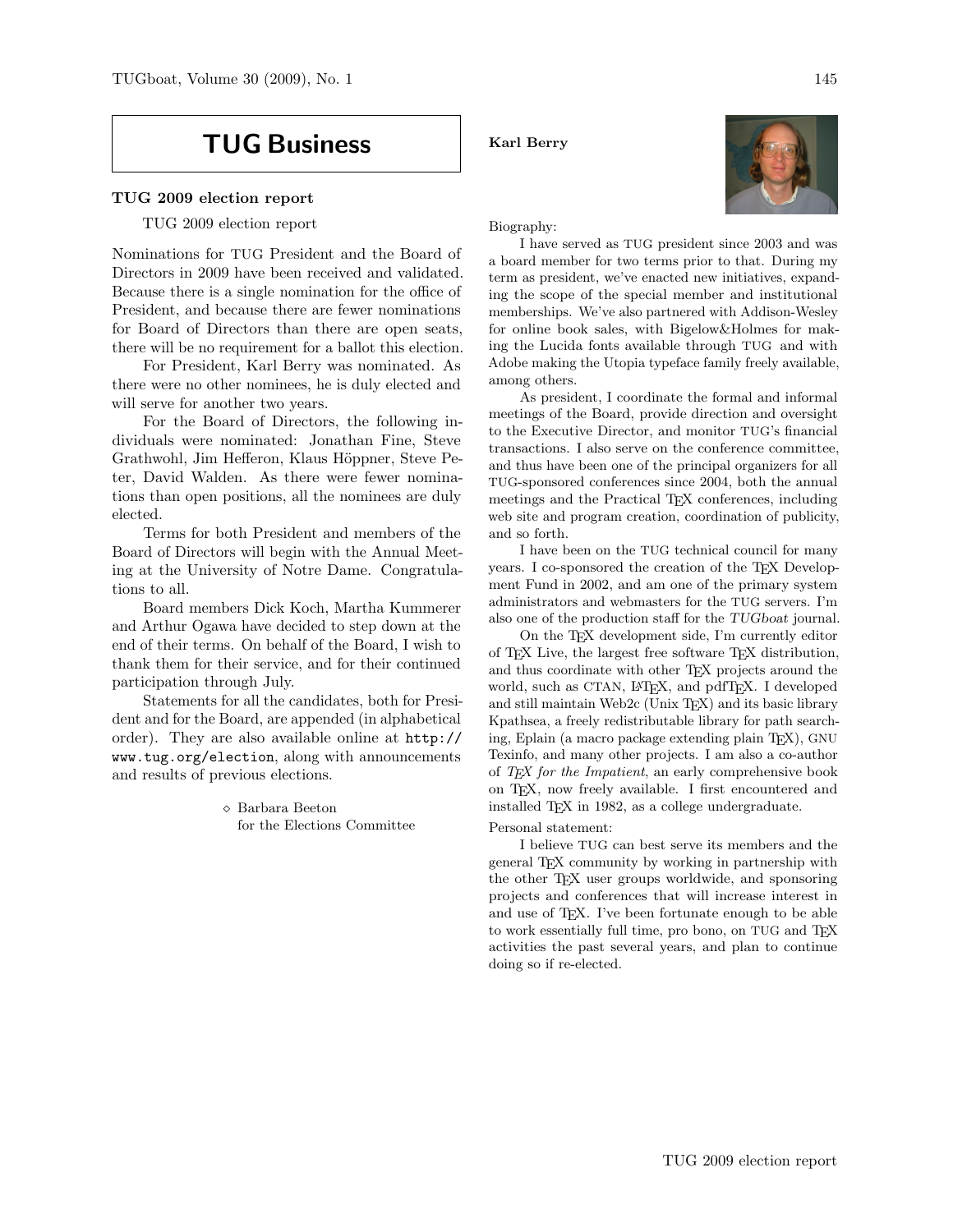# TUG Business

## TUG 2009 election report

TUG 2009 election report

Nominations for TUG President and the Board of Directors in 2009 have been received and validated. Because there is a single nomination for the office of President, and because there are fewer nominations for Board of Directors than there are open seats, there will be no requirement for a ballot this election.

For President, Karl Berry was nominated. As there were no other nominees, he is duly elected and will serve for another two years.

For the Board of Directors, the following individuals were nominated: Jonathan Fine, Steve Grathwohl, Jim Hefferon, Klaus Höppner, Steve Peter, David Walden. As there were fewer nominations than open positions, all the nominees are duly elected.

Terms for both President and members of the Board of Directors will begin with the Annual Meeting at the University of Notre Dame. Congratulations to all.

Board members Dick Koch, Martha Kummerer and Arthur Ogawa have decided to step down at the end of their terms. On behalf of the Board, I wish to thank them for their service, and for their continued participation through July.

Statements for all the candidates, both for President and for the Board, are appended (in alphabetical order). They are also available online at `http://www.tug.org/election`, along with announcements and results of previous elections.

◇ Barbara Beeton
for the Elections Committee

### Karl Berry

Biography:

I have served as TUG president since 2003 and was a board member for two terms prior to that. During my term as president, we've enacted new initiatives, expanding the scope of the special member and institutional memberships. We've also partnered with Addison-Wesley for online book sales, with Bigelow&Holmes for making the Lucida fonts available through TUG and with Adobe making the Utopia typeface family freely available, among others.

As president, I coordinate the formal and informal meetings of the Board, provide direction and oversight to the Executive Director, and monitor TUG's financial transactions. I also serve on the conference committee, and thus have been one of the principal organizers for all TUG-sponsored conferences since 2004, both the annual meetings and the Practical TeX conferences, including web site and program creation, coordination of publicity, and so forth.

I have been on the TUG technical council for many years. I co-sponsored the creation of the TeX Development Fund in 2002, and am one of the primary system administrators and webmasters for the TUG servers. I'm also one of the production staff for the *TUGboat* journal.

On the TeX development side, I'm currently editor of TeX Live, the largest free software TeX distribution, and thus coordinate with other TeX projects around the world, such as CTAN, LaTeX, and pdfTeX. I developed and still maintain Web2c (Unix TeX) and its basic library Kpathsea, a freely redistributable library for path searching, Eplain (a macro package extending plain TeX), GNU Texinfo, and many other projects. I am also a co-author of *TeX for the Impatient*, an early comprehensive book on TeX, now freely available. I first encountered and installed TeX in 1982, as a college undergraduate.

Personal statement:

I believe TUG can best serve its members and the general TeX community by working in partnership with the other TeX user groups worldwide, and sponsoring projects and conferences that will increase interest in and use of TeX. I've been fortunate enough to be able to work essentially full time, pro bono, on TUG and TeX activities the past several years, and plan to continue doing so if re-elected.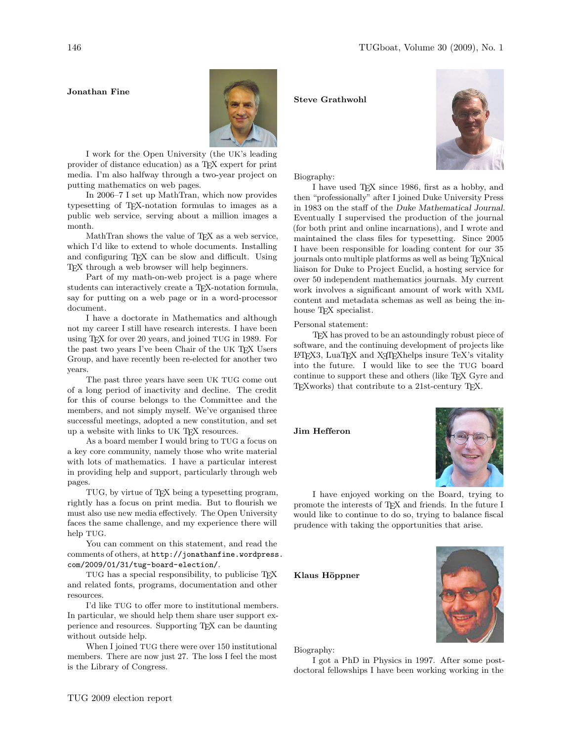**Jonathan Fine**

I work for the Open University (the UK's leading provider of distance education) as a TeX expert for print media. I'm also halfway through a two-year project on putting mathematics on web pages.

In 2006–7 I set up MathTran, which now provides typesetting of TeX-notation formulas to images as a public web service, serving about a million images a month.

MathTran shows the value of TeX as a web service, which I'd like to extend to whole documents. Installing and configuring TeX can be slow and difficult. Using TeX through a web browser will help beginners.

Part of my math-on-web project is a page where students can interactively create a TeX-notation formula, say for putting on a web page or in a word-processor document.

I have a doctorate in Mathematics and although not my career I still have research interests. I have been using TeX for over 20 years, and joined TUG in 1989. For the past two years I've been Chair of the UK TeX Users Group, and have recently been re-elected for another two years.

The past three years have seen UK TUG come out of a long period of inactivity and decline. The credit for this of course belongs to the Committee and the members, and not simply myself. We've organised three successful meetings, adopted a new constitution, and set up a website with links to UK TeX resources.

As a board member I would bring to TUG a focus on a key core community, namely those who write material with lots of mathematics. I have a particular interest in providing help and support, particularly through web pages.

TUG, by virtue of TeX being a typesetting program, rightly has a focus on print media. But to flourish we must also use new media effectively. The Open University faces the same challenge, and my experience there will help TUG.

You can comment on this statement, and read the comments of others, at `http://jonathanfine.wordpress.com/2009/01/31/tug-board-election/`.

TUG has a special responsibility, to publicise TeX and related fonts, programs, documentation and other resources.

I'd like TUG to offer more to institutional members. In particular, we should help them share user support experience and resources. Supporting TeX can be daunting without outside help.

When I joined TUG there were over 150 institutional members. There are now just 27. The loss I feel the most is the Library of Congress.

**Steve Grathwohl**

Biography:

I have used TeX since 1986, first as a hobby, and then "professionally" after I joined Duke University Press in 1983 on the staff of the *Duke Mathematical Journal*. Eventually I supervised the production of the journal (for both print and online incarnations), and I wrote and maintained the class files for typesetting. Since 2005 I have been responsible for loading content for our 35 journals onto multiple platforms as well as being TeXnical liaison for Duke to Project Euclid, a hosting service for over 50 independent mathematics journals. My current work involves a significant amount of work with XML content and metadata schemas as well as being the in-house TeX specialist.

Personal statement:

TeX has proved to be an astoundingly robust piece of software, and the continuing development of projects like LaTeX3, LuaTeX and XeTeXhelps insure TeX's vitality into the future. I would like to see the TUG board continue to support these and others (like TeX Gyre and TeXworks) that contribute to a 21st-century TeX.

**Jim Hefferon**

I have enjoyed working on the Board, trying to promote the interests of TeX and friends. In the future I would like to continue to do so, trying to balance fiscal prudence with taking the opportunities that arise.

**Klaus Höppner**

Biography:

I got a PhD in Physics in 1997. After some post-doctoral fellowships I have been working working in the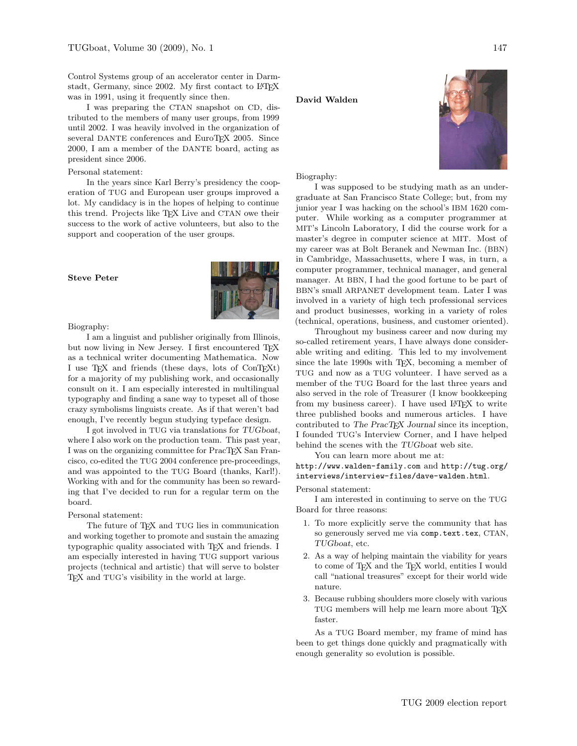Control Systems group of an accelerator center in Darmstadt, Germany, since 2002. My first contact to LaTeX was in 1991, using it frequently since then.

I was preparing the CTAN snapshot on CD, distributed to the members of many user groups, from 1999 until 2002. I was heavily involved in the organization of several DANTE conferences and EuroTeX 2005. Since 2000, I am a member of the DANTE board, acting as president since 2006.

Personal statement:

In the years since Karl Berry's presidency the cooperation of TUG and European user groups improved a lot. My candidacy is in the hopes of helping to continue this trend. Projects like TeX Live and CTAN owe their success to the work of active volunteers, but also to the support and cooperation of the user groups.

**Steve Peter**

Biography:

I am a linguist and publisher originally from Illinois, but now living in New Jersey. I first encountered TeX as a technical writer documenting Mathematica. Now I use TeX and friends (these days, lots of ConTeXt) for a majority of my publishing work, and occasionally consult on it. I am especially interested in multilingual typography and finding a sane way to typeset all of those crazy symbolisms linguists create. As if that weren't bad enough, I've recently begun studying typeface design.

I got involved in TUG via translations for *TUGboat*, where I also work on the production team. This past year, I was on the organizing committee for PracTeX San Francisco, co-edited the TUG 2004 conference pre-proceedings, and was appointed to the TUG Board (thanks, Karl!). Working with and for the community has been so rewarding that I've decided to run for a regular term on the board.

Personal statement:

The future of TeX and TUG lies in communication and working together to promote and sustain the amazing typographic quality associated with TeX and friends. I am especially interested in having TUG support various projects (technical and artistic) that will serve to bolster TeX and TUG's visibility in the world at large.

**David Walden**

Biography:

I was supposed to be studying math as an undergraduate at San Francisco State College; but, from my junior year I was hacking on the school's IBM 1620 computer. While working as a computer programmer at MIT's Lincoln Laboratory, I did the course work for a master's degree in computer science at MIT. Most of my career was at Bolt Beranek and Newman Inc. (BBN) in Cambridge, Massachusetts, where I was, in turn, a computer programmer, technical manager, and general manager. At BBN, I had the good fortune to be part of BBN's small ARPANET development team. Later I was involved in a variety of high tech professional services and product businesses, working in a variety of roles (technical, operations, business, and customer oriented).

Throughout my business career and now during my so-called retirement years, I have always done considerable writing and editing. This led to my involvement since the late 1990s with TeX, becoming a member of TUG and now as a TUG volunteer. I have served as a member of the TUG Board for the last three years and also served in the role of Treasurer (I know bookkeeping from my business career). I have used LaTeX to write three published books and numerous articles. I have contributed to *The PracTeX Journal* since its inception, I founded TUG's Interview Corner, and I have helped behind the scenes with the *TUGboat* web site.

You can learn more about me at: `http://www.walden-family.com` and `http://tug.org/interviews/interview-files/dave-walden.html`.

Personal statement:

I am interested in continuing to serve on the TUG Board for three reasons:

1. To more explicitly serve the community that has so generously served me via `comp.text.tex`, CTAN, *TUGboat*, etc.
2. As a way of helping maintain the viability for years to come of TeX and the TeX world, entities I would call "national treasures" except for their world wide nature.
3. Because rubbing shoulders more closely with various TUG members will help me learn more about TeX faster.

As a TUG Board member, my frame of mind has been to get things done quickly and pragmatically with enough generality so evolution is possible.